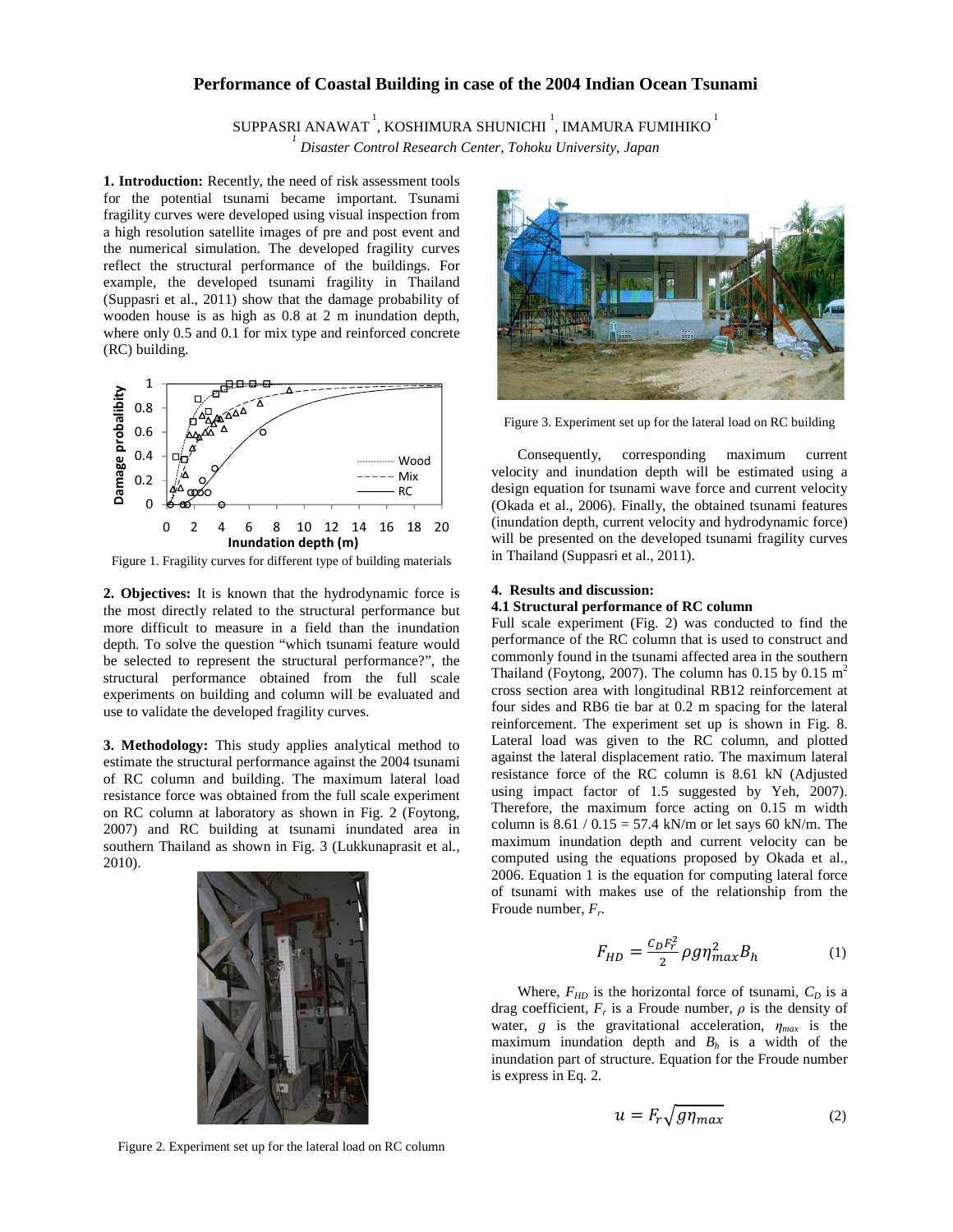# Performance of Coastal Building in case of the 2004 Indian Ocean Tsunami

SUPPASRI ANAWAT[1], KOSHIMURA SHUNICHI[1], IMAMURA FUMIHIKO[1]

[1] *Disaster Control Research Center, Tohoku University, Japan*

**1. Introduction:** Recently, the need of risk assessment tools for the potential tsunami became important. Tsunami fragility curves were developed using visual inspection from a high resolution satellite images of pre and post event and the numerical simulation. The developed fragility curves reflect the structural performance of the buildings. For example, the developed tsunami fragility in Thailand (Suppasri et al., 2011) show that the damage probability of wooden house is as high as 0.8 at 2 m inundation depth, where only 0.5 and 0.1 for mix type and reinforced concrete (RC) building.

Figure 1. Fragility curves for different type of building materials

**2. Objectives:** It is known that the hydrodynamic force is the most directly related to the structural performance but more difficult to measure in a field than the inundation depth. To solve the question "which tsunami feature would be selected to represent the structural performance?", the structural performance obtained from the full scale experiments on building and column will be evaluated and use to validate the developed fragility curves.

**3. Methodology:** This study applies analytical method to estimate the structural performance against the 2004 tsunami of RC column and building. The maximum lateral load resistance force was obtained from the full scale experiment on RC column at laboratory as shown in Fig. 2 (Foytong, 2007) and RC building at tsunami inundated area in southern Thailand as shown in Fig. 3 (Lukkunaprasit et al., 2010).

Figure 2. Experiment set up for the lateral load on RC column

Figure 3. Experiment set up for the lateral load on RC building

Consequently, corresponding maximum current velocity and inundation depth will be estimated using a design equation for tsunami wave force and current velocity (Okada et al., 2006). Finally, the obtained tsunami features (inundation depth, current velocity and hydrodynamic force) will be presented on the developed tsunami fragility curves in Thailand (Suppasri et al., 2011).

**4. Results and discussion:**

**4.1 Structural performance of RC column**

Full scale experiment (Fig. 2) was conducted to find the performance of the RC column that is used to construct and commonly found in the tsunami affected area in the southern Thailand (Foytong, 2007). The column has 0.15 by 0.15 $m^2$ cross section area with longitudinal RB12 reinforcement at four sides and RB6 tie bar at 0.2 m spacing for the lateral reinforcement. The experiment set up is shown in Fig. 8. Lateral load was given to the RC column, and plotted against the lateral displacement ratio. The maximum lateral resistance force of the RC column is 8.61 kN (Adjusted using impact factor of 1.5 suggested by Yeh, 2007). Therefore, the maximum force acting on 0.15 m width column is 8.61 / 0.15 = 57.4 kN/m or let says 60 kN/m. The maximum inundation depth and current velocity can be computed using the equations proposed by Okada et al., 2006. Equation 1 is the equation for computing lateral force of tsunami with makes use of the relationship from the Froude number, $F_r$.

$$F_{HD} = \frac{C_D F_r^2}{2} \rho g \eta_{max}^2 B_h \quad (1)$$

Where, $F_{HD}$ is the horizontal force of tsunami, $C_D$ is a drag coefficient, $F_r$ is a Froude number, $\rho$ is the density of water, $g$ is the gravitational acceleration, $\eta_{max}$ is the maximum inundation depth and $B_h$ is a width of the inundation part of structure. Equation for the Froude number is express in Eq. 2.

$$u = F_r \sqrt{g \eta_{max}} \quad (2)$$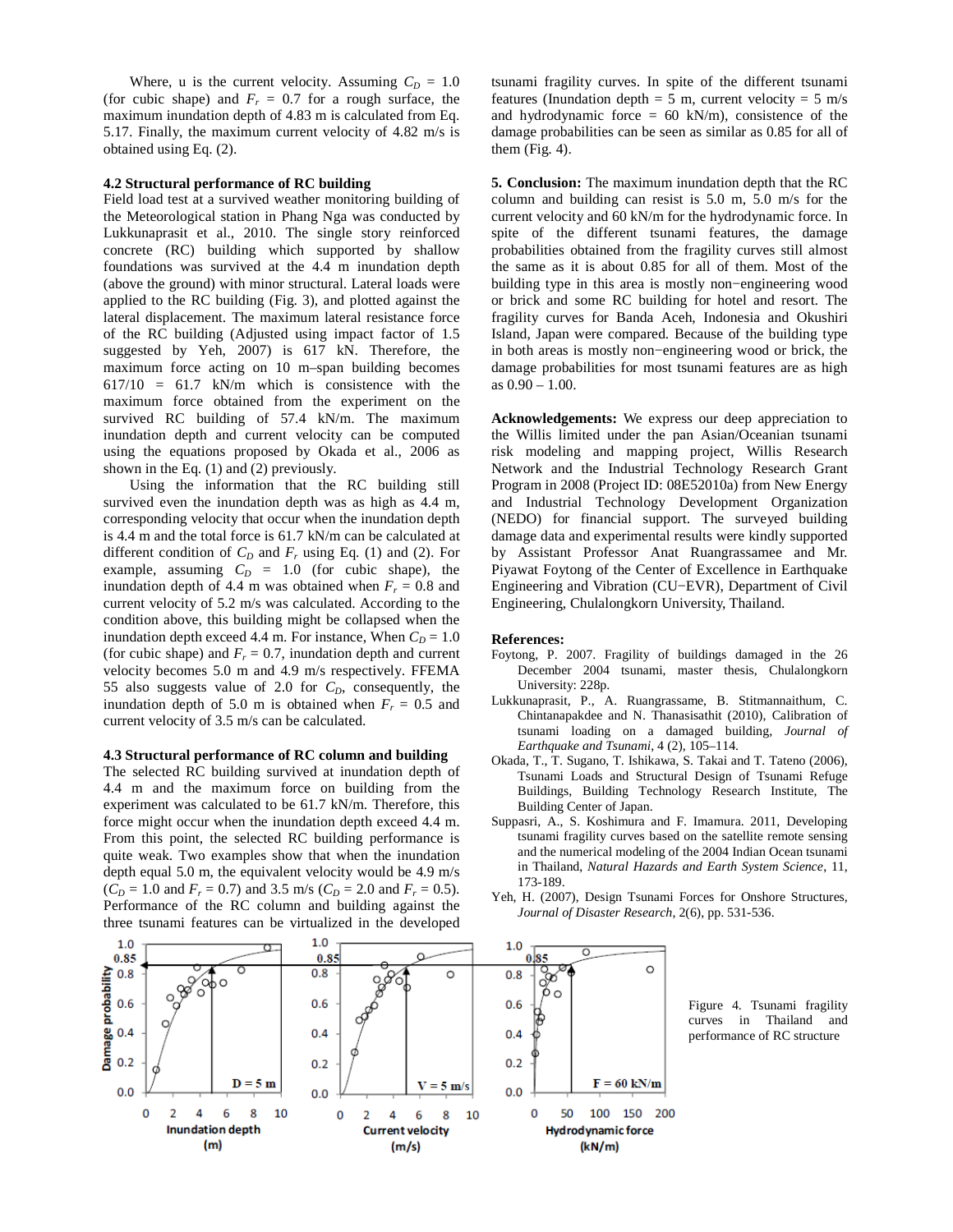Where, u is the current velocity. Assuming $C_D$ = 1.0 (for cubic shape) and $F_r$ = 0.7 for a rough surface, the maximum inundation depth of 4.83 m is calculated from Eq. 5.17. Finally, the maximum current velocity of 4.82 m/s is obtained using Eq. (2).

### 4.2 Structural performance of RC building

Field load test at a survived weather monitoring building of the Meteorological station in Phang Nga was conducted by Lukkunaprasit et al., 2010. The single story reinforced concrete (RC) building which supported by shallow foundations was survived at the 4.4 m inundation depth (above the ground) with minor structural. Lateral loads were applied to the RC building (Fig. 3), and plotted against the lateral displacement. The maximum lateral resistance force of the RC building (Adjusted using impact factor of 1.5 suggested by Yeh, 2007) is 617 kN. Therefore, the maximum force acting on 10 m–span building becomes 617/10 = 61.7 kN/m which is consistence with the maximum force obtained from the experiment on the survived RC building of 57.4 kN/m. The maximum inundation depth and current velocity can be computed using the equations proposed by Okada et al., 2006 as shown in the Eq. (1) and (2) previously.

Using the information that the RC building still survived even the inundation depth was as high as 4.4 m, corresponding velocity that occur when the inundation depth is 4.4 m and the total force is 61.7 kN/m can be calculated at different condition of $C_D$ and $F_r$ using Eq. (1) and (2). For example, assuming $C_D$ = 1.0 (for cubic shape), the inundation depth of 4.4 m was obtained when $F_r$ = 0.8 and current velocity of 5.2 m/s was calculated. According to the condition above, this building might be collapsed when the inundation depth exceed 4.4 m. For instance, When $C_D$ = 1.0 (for cubic shape) and $F_r$ = 0.7, inundation depth and current velocity becomes 5.0 m and 4.9 m/s respectively. FFEMA 55 also suggests value of 2.0 for $C_D$, consequently, the inundation depth of 5.0 m is obtained when $F_r$ = 0.5 and current velocity of 3.5 m/s can be calculated.

### 4.3 Structural performance of RC column and building

The selected RC building survived at inundation depth of 4.4 m and the maximum force on building from the experiment was calculated to be 61.7 kN/m. Therefore, this force might occur when the inundation depth exceed 4.4 m. From this point, the selected RC building performance is quite weak. Two examples show that when the inundation depth equal 5.0 m, the equivalent velocity would be 4.9 m/s ($C_D$ = 1.0 and $F_r$ = 0.7) and 3.5 m/s ($C_D$ = 2.0 and $F_r$ = 0.5). Performance of the RC column and building against the three tsunami features can be virtualized in the developed tsunami fragility curves. In spite of the different tsunami features (Inundation depth = 5 m, current velocity = 5 m/s and hydrodynamic force = 60 kN/m), consistence of the damage probabilities can be seen as similar as 0.85 for all of them (Fig. 4).

**5. Conclusion:** The maximum inundation depth that the RC column and building can resist is 5.0 m, 5.0 m/s for the current velocity and 60 kN/m for the hydrodynamic force. In spite of the different tsunami features, the damage probabilities obtained from the fragility curves still almost the same as it is about 0.85 for all of them. Most of the building type in this area is mostly non−engineering wood or brick and some RC building for hotel and resort. The fragility curves for Banda Aceh, Indonesia and Okushiri Island, Japan were compared. Because of the building type in both areas is mostly non−engineering wood or brick, the damage probabilities for most tsunami features are as high as 0.90 – 1.00.

**Acknowledgements:** We express our deep appreciation to the Willis limited under the pan Asian/Oceanian tsunami risk modeling and mapping project, Willis Research Network and the Industrial Technology Research Grant Program in 2008 (Project ID: 08E52010a) from New Energy and Industrial Technology Development Organization (NEDO) for financial support. The surveyed building damage data and experimental results were kindly supported by Assistant Professor Anat Ruangrassamee and Mr. Piyawat Foytong of the Center of Excellence in Earthquake Engineering and Vibration (CU−EVR), Department of Civil Engineering, Chulalongkorn University, Thailand.

**References:**

- Foytong, P. 2007. Fragility of buildings damaged in the 26 December 2004 tsunami, master thesis, Chulalongkorn University: 228p.
- Lukkunaprasit, P., A. Ruangrassame, B. Stitmannaithum, C. Chintanapakdee and N. Thanasisathit (2010), Calibration of tsunami loading on a damaged building, *Journal of Earthquake and Tsunami*, 4 (2), 105–114.
- Okada, T., T. Sugano, T. Ishikawa, S. Takai and T. Tateno (2006), Tsunami Loads and Structural Design of Tsunami Refuge Buildings, Building Technology Research Institute, The Building Center of Japan.
- Suppasri, A., S. Koshimura and F. Imamura. 2011, Developing tsunami fragility curves based on the satellite remote sensing and the numerical modeling of the 2004 Indian Ocean tsunami in Thailand, *Natural Hazards and Earth System Science*, 11, 173-189.
- Yeh, H. (2007), Design Tsunami Forces for Onshore Structures, *Journal of Disaster Research*, 2(6), pp. 531-536.

Damage probability
1.0
0.85
0.8
0.6
0.4
0.2
0.0
D = 5 m
0 2 4 6 8 10
Inundation depth (m)

1.0
0.85
0.8
0.6
0.4
0.2
0.0
V = 5 m/s
0 2 4 6 8 10
Current velocity (m/s)

1.0
0.85
0.8
0.6
0.4
0.2
0.0
F = 60 kN/m
0 50 100 150 200
Hydrodynamic force (kN/m)

Figure 4. Tsunami fragility curves in Thailand and performance of RC structure